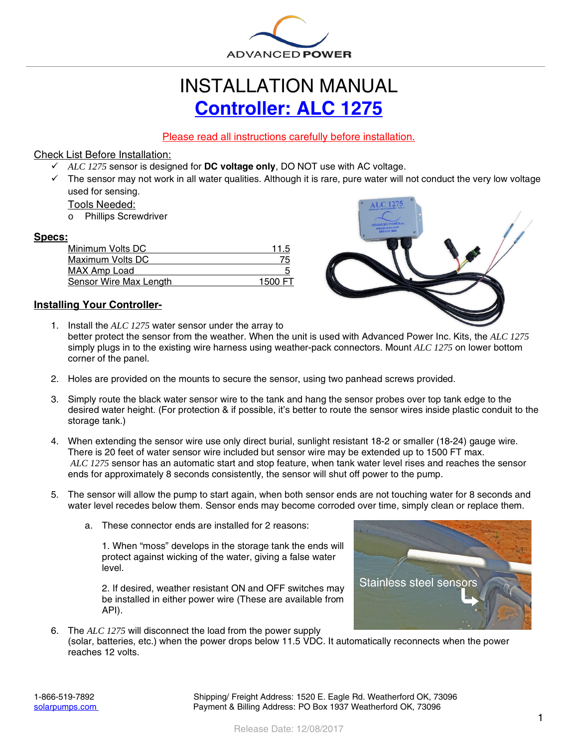ADVANCED POWER

# INSTALLATION MANUAL

# Controller: ALC 1275

Please read all instructions carefully before installation.

Check List Before Installation:

- ✓ *ALC 1275* sensor is designed for **DC voltage only**, DO NOT use with AC voltage.
- ✓ The sensor may not work in all water qualities. Although it is rare, pure water will not conduct the very low voltage used for sensing.

Tools Needed:

- o Phillips Screwdriver

**Specs:**

| Spec | Value |
|---|---|
| Minimum Volts DC | 11.5 |
| Maximum Volts DC | 75 |
| MAX Amp Load | 5 |
| Sensor Wire Max Length | 1500 FT |

**Installing Your Controller-**

1. Install the *ALC 1275* water sensor under the array to better protect the sensor from the weather. When the unit is used with Advanced Power Inc. Kits, the *ALC 1275* simply plugs in to the existing wire harness using weather-pack connectors. Mount *ALC 1275* on lower bottom corner of the panel.

2. Holes are provided on the mounts to secure the sensor, using two panhead screws provided.

3. Simply route the black water sensor wire to the tank and hang the sensor probes over top tank edge to the desired water height. (For protection & if possible, it's better to route the sensor wires inside plastic conduit to the storage tank.)

4. When extending the sensor wire use only direct burial, sunlight resistant 18-2 or smaller (18-24) gauge wire. There is 20 feet of water sensor wire included but sensor wire may be extended up to 1500 FT max. *ALC 1275* sensor has an automatic start and stop feature, when tank water level rises and reaches the sensor ends for approximately 8 seconds consistently, the sensor will shut off power to the pump.

5. The sensor will allow the pump to start again, when both sensor ends are not touching water for 8 seconds and water level recedes below them. Sensor ends may become corroded over time, simply clean or replace them.

   a. These connector ends are installed for 2 reasons:

      1. When "moss" develops in the storage tank the ends will protect against wicking of the water, giving a false water level.

      2. If desired, weather resistant ON and OFF switches may be installed in either power wire (These are available from API).

Stainless steel sensors

6. The *ALC 1275* will disconnect the load from the power supply (solar, batteries, etc.) when the power drops below 11.5 VDC. It automatically reconnects when the power reaches 12 volts.

1-866-519-7892
solarpumps.com

Shipping/ Freight Address: 1520 E. Eagle Rd. Weatherford OK, 73096
Payment & Billing Address: PO Box 1937 Weatherford OK, 73096

Release Date: 12/08/2017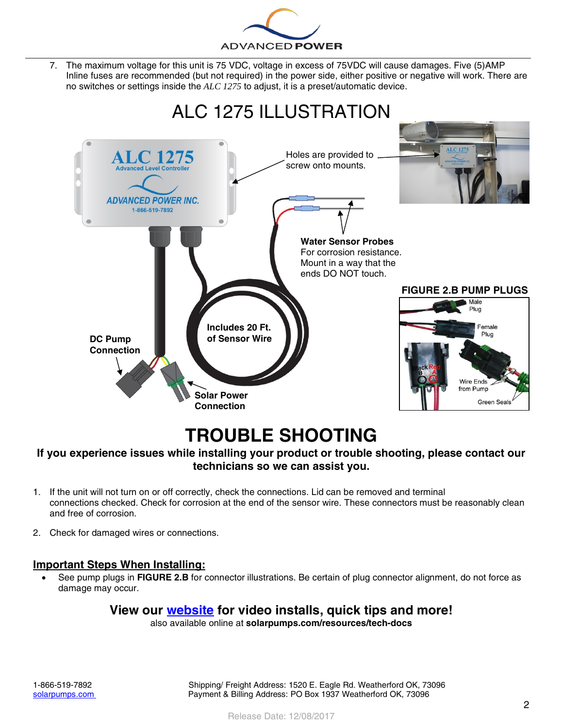7. The maximum voltage for this unit is 75 VDC, voltage in excess of 75VDC will cause damages. Five (5)AMP Inline fuses are recommended (but not required) in the power side, either positive or negative will work. There are no switches or settings inside the *ALC 1275* to adjust, it is a preset/automatic device.

# ALC 1275 ILLUSTRATION

Holes are provided to screw onto mounts.

**Water Sensor Probes**
For corrosion resistance. Mount in a way that the ends DO NOT touch.

**Includes 20 Ft. of Sensor Wire**

**DC Pump Connection**

**Solar Power Connection**

**FIGURE 2.B PUMP PLUGS**

Male Plug

Female Plug

Black B

Red A

Wire Ends from Pump

Green Seals

# TROUBLE SHOOTING

**If you experience issues while installing your product or trouble shooting, please contact our technicians so we can assist you.**

1. If the unit will not turn on or off correctly, check the connections. Lid can be removed and terminal connections checked. Check for corrosion at the end of the sensor wire. These connectors must be reasonably clean and free of corrosion.

2. Check for damaged wires or connections.

## Important Steps When Installing:

- See pump plugs in **FIGURE 2.B** for connector illustrations. Be certain of plug connector alignment, do not force as damage may occur.

### View our website for video installs, quick tips and more!

also available online at **solarpumps.com/resources/tech-docs**

1-866-519-7892
solarpumps.com

Shipping/ Freight Address: 1520 E. Eagle Rd. Weatherford OK, 73096
Payment & Billing Address: PO Box 1937 Weatherford OK, 73096

Release Date: 12/08/2017